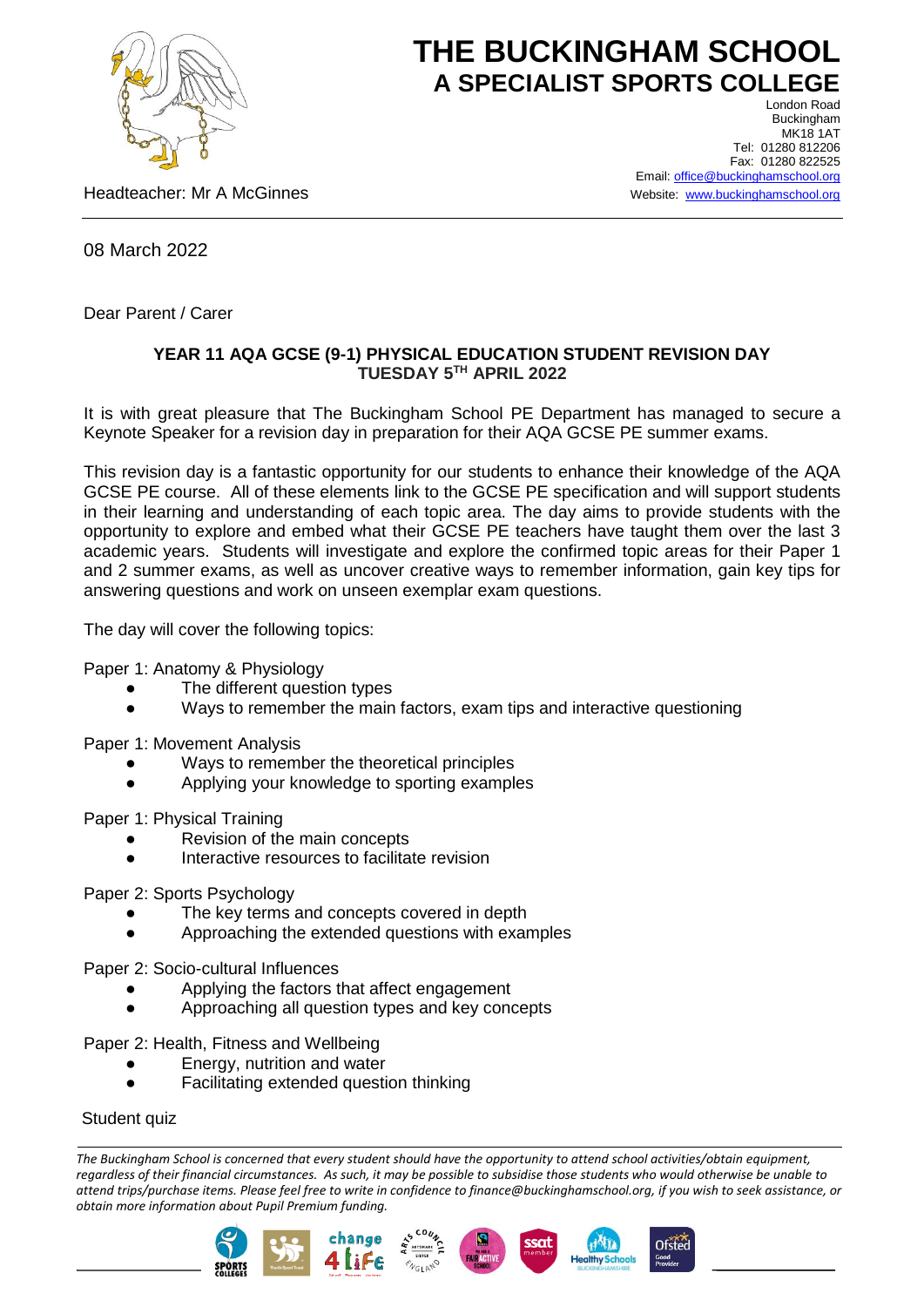# THE BUCKINGHAM SCHOOL
## A SPECIALIST SPORTS COLLEGE

London Road
Buckingham
MK18 1AT
Tel: 01280 812206
Fax: 01280 822525
Email: office@buckinghamschool.org
Website: www.buckinghamschool.org

Headteacher: Mr A McGinnes

08 March 2022

Dear Parent / Carer

**YEAR 11 AQA GCSE (9-1) PHYSICAL EDUCATION STUDENT REVISION DAY**
**TUESDAY 5TH APRIL 2022**

It is with great pleasure that The Buckingham School PE Department has managed to secure a Keynote Speaker for a revision day in preparation for their AQA GCSE PE summer exams.

This revision day is a fantastic opportunity for our students to enhance their knowledge of the AQA GCSE PE course. All of these elements link to the GCSE PE specification and will support students in their learning and understanding of each topic area. The day aims to provide students with the opportunity to explore and embed what their GCSE PE teachers have taught them over the last 3 academic years. Students will investigate and explore the confirmed topic areas for their Paper 1 and 2 summer exams, as well as uncover creative ways to remember information, gain key tips for answering questions and work on unseen exemplar exam questions.

The day will cover the following topics:

Paper 1: Anatomy & Physiology
- The different question types
- Ways to remember the main factors, exam tips and interactive questioning

Paper 1: Movement Analysis
- Ways to remember the theoretical principles
- Applying your knowledge to sporting examples

Paper 1: Physical Training
- Revision of the main concepts
- Interactive resources to facilitate revision

Paper 2: Sports Psychology
- The key terms and concepts covered in depth
- Approaching the extended questions with examples

Paper 2: Socio-cultural Influences
- Applying the factors that affect engagement
- Approaching all question types and key concepts

Paper 2: Health, Fitness and Wellbeing
- Energy, nutrition and water
- Facilitating extended question thinking

Student quiz

*The Buckingham School is concerned that every student should have the opportunity to attend school activities/obtain equipment, regardless of their financial circumstances. As such, it may be possible to subsidise those students who would otherwise be unable to attend trips/purchase items. Please feel free to write in confidence to finance@buckinghamschool.org, if you wish to seek assistance, or obtain more information about Pupil Premium funding.*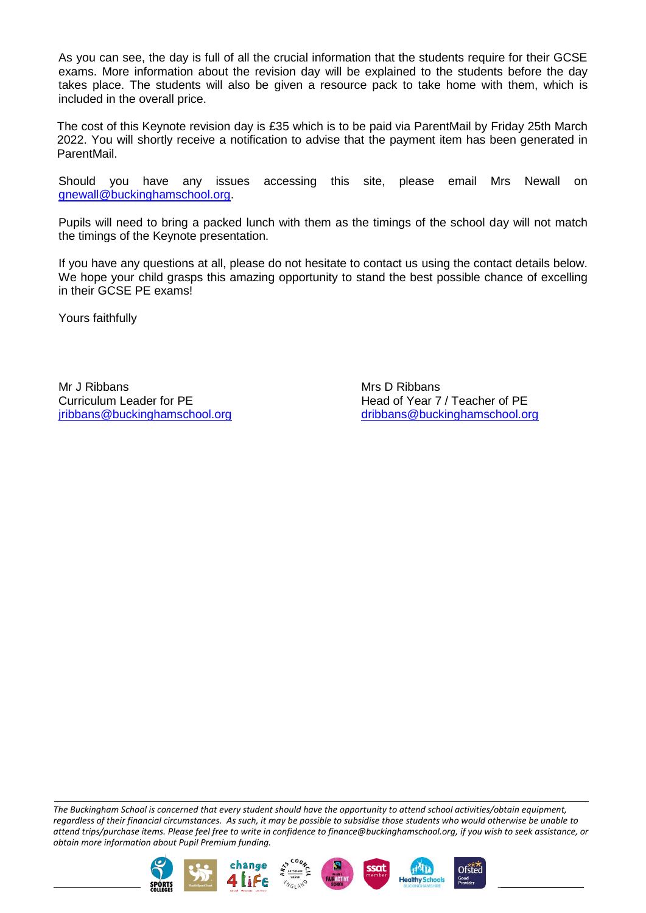As you can see, the day is full of all the crucial information that the students require for their GCSE exams. More information about the revision day will be explained to the students before the day takes place. The students will also be given a resource pack to take home with them, which is included in the overall price.

The cost of this Keynote revision day is £35 which is to be paid via ParentMail by Friday 25th March 2022. You will shortly receive a notification to advise that the payment item has been generated in ParentMail.

Should you have any issues accessing this site, please email Mrs Newall on gnewall@buckinghamschool.org.

Pupils will need to bring a packed lunch with them as the timings of the school day will not match the timings of the Keynote presentation.

If you have any questions at all, please do not hesitate to contact us using the contact details below. We hope your child grasps this amazing opportunity to stand the best possible chance of excelling in their GCSE PE exams!

Yours faithfully

Mr J Ribbans
Curriculum Leader for PE
jribbans@buckinghamschool.org

Mrs D Ribbans
Head of Year 7 / Teacher of PE
dribbans@buckinghamschool.org

*The Buckingham School is concerned that every student should have the opportunity to attend school activities/obtain equipment, regardless of their financial circumstances. As such, it may be possible to subsidise those students who would otherwise be unable to attend trips/purchase items. Please feel free to write in confidence to finance@buckinghamschool.org, if you wish to seek assistance, or obtain more information about Pupil Premium funding.*